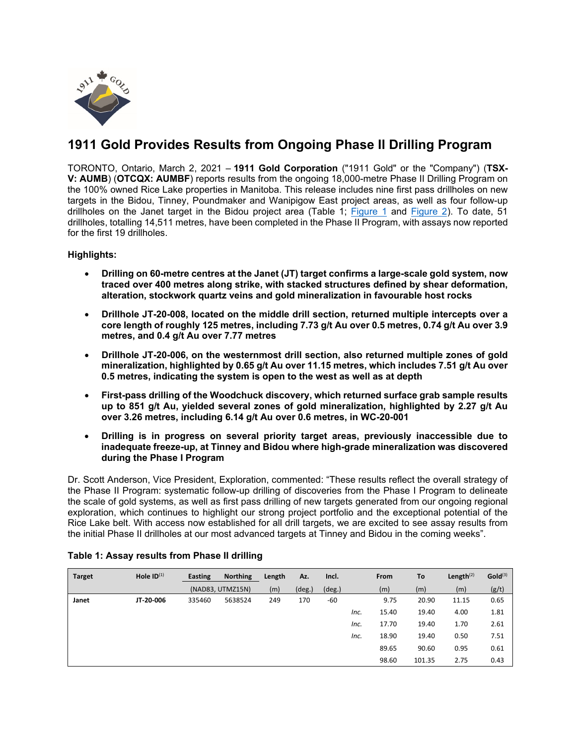# 1911 Gold Provides Results from Ongoing Phase II Drilling Program

TORONTO, Ontario, March 2, 2021 – **1911 Gold Corporation** ("1911 Gold" or the "Company") (**TSX-V: AUMB**) (**OTCQX: AUMBF**) reports results from the ongoing 18,000-metre Phase II Drilling Program on the 100% owned Rice Lake properties in Manitoba. This release includes nine first pass drillholes on new targets in the Bidou, Tinney, Poundmaker and Wanipigow East project areas, as well as four follow-up drillholes on the Janet target in the Bidou project area (Table 1; Figure 1 and Figure 2). To date, 51 drillholes, totalling 14,511 metres, have been completed in the Phase II Program, with assays now reported for the first 19 drillholes.

**Highlights:**

- **Drilling on 60-metre centres at the Janet (JT) target confirms a large-scale gold system, now traced over 400 metres along strike, with stacked structures defined by shear deformation, alteration, stockwork quartz veins and gold mineralization in favourable host rocks**
- **Drillhole JT-20-008, located on the middle drill section, returned multiple intercepts over a core length of roughly 125 metres, including 7.73 g/t Au over 0.5 metres, 0.74 g/t Au over 3.9 metres, and 0.4 g/t Au over 7.77 metres**
- **Drillhole JT-20-006, on the westernmost drill section, also returned multiple zones of gold mineralization, highlighted by 0.65 g/t Au over 11.15 metres, which includes 7.51 g/t Au over 0.5 metres, indicating the system is open to the west as well as at depth**
- **First-pass drilling of the Woodchuck discovery, which returned surface grab sample results up to 851 g/t Au, yielded several zones of gold mineralization, highlighted by 2.27 g/t Au over 3.26 metres, including 6.14 g/t Au over 0.6 metres, in WC-20-001**
- **Drilling is in progress on several priority target areas, previously inaccessible due to inadequate freeze-up, at Tinney and Bidou where high-grade mineralization was discovered during the Phase I Program**

Dr. Scott Anderson, Vice President, Exploration, commented: "These results reflect the overall strategy of the Phase II Program: systematic follow-up drilling of discoveries from the Phase I Program to delineate the scale of gold systems, as well as first pass drilling of new targets generated from our ongoing regional exploration, which continues to highlight our strong project portfolio and the exceptional potential of the Rice Lake belt. With access now established for all drill targets, we are excited to see assay results from the initial Phase II drillholes at our most advanced targets at Tinney and Bidou in the coming weeks".

**Table 1: Assay results from Phase II drilling**

| Target | Hole ID[1] | Easting | Northing | Length | Az. | Incl. | | From | To | Length[2] | Gold[3] |
|---|---|---|---|---|---|---|---|---|---|---|---|
| | | (NAD83, UTMZ15N) | | (m) | (deg.) | (deg.) | | (m) | (m) | (m) | (g/t) |
| **Janet** | **JT-20-006** | 335460 | 5638524 | 249 | 170 | -60 | | 9.75 | 20.90 | 11.15 | 0.65 |
| | | | | | | | *Inc.* | 15.40 | 19.40 | 4.00 | 1.81 |
| | | | | | | | *Inc.* | 17.70 | 19.40 | 1.70 | 2.61 |
| | | | | | | | *Inc.* | 18.90 | 19.40 | 0.50 | 7.51 |
| | | | | | | | | 89.65 | 90.60 | 0.95 | 0.61 |
| | | | | | | | | 98.60 | 101.35 | 2.75 | 0.43 |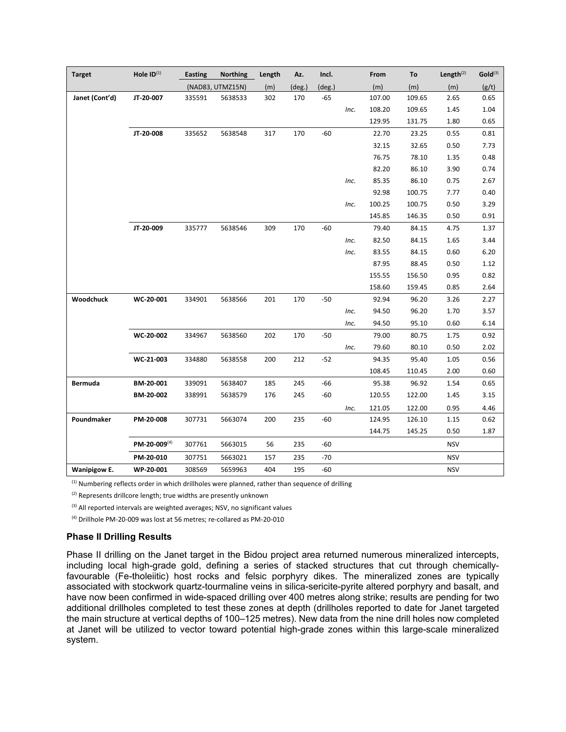| Target | Hole ID[(1)] | Easting | Northing | Length | Az. | Incl. | | From | To | Length[(2)] | Gold[(3)] |
|---|---|---|---|---|---|---|---|---|---|---|---|
| | | (NAD83, UTMZ15N) | | (m) | (deg.) | (deg.) | | (m) | (m) | (m) | (g/t) |
| **Janet (Cont'd)** | **JT-20-007** | 335591 | 5638533 | 302 | 170 | -65 | | 107.00 | 109.65 | 2.65 | 0.65 |
| | | | | | | | *Inc.* | 108.20 | 109.65 | 1.45 | 1.04 |
| | | | | | | | | 129.95 | 131.75 | 1.80 | 0.65 |
| | **JT-20-008** | 335652 | 5638548 | 317 | 170 | -60 | | 22.70 | 23.25 | 0.55 | 0.81 |
| | | | | | | | | 32.15 | 32.65 | 0.50 | 7.73 |
| | | | | | | | | 76.75 | 78.10 | 1.35 | 0.48 |
| | | | | | | | | 82.20 | 86.10 | 3.90 | 0.74 |
| | | | | | | | *Inc.* | 85.35 | 86.10 | 0.75 | 2.67 |
| | | | | | | | | 92.98 | 100.75 | 7.77 | 0.40 |
| | | | | | | | *Inc.* | 100.25 | 100.75 | 0.50 | 3.29 |
| | | | | | | | | 145.85 | 146.35 | 0.50 | 0.91 |
| | **JT-20-009** | 335777 | 5638546 | 309 | 170 | -60 | | 79.40 | 84.15 | 4.75 | 1.37 |
| | | | | | | | *Inc.* | 82.50 | 84.15 | 1.65 | 3.44 |
| | | | | | | | *Inc.* | 83.55 | 84.15 | 0.60 | 6.20 |
| | | | | | | | | 87.95 | 88.45 | 0.50 | 1.12 |
| | | | | | | | | 155.55 | 156.50 | 0.95 | 0.82 |
| | | | | | | | | 158.60 | 159.45 | 0.85 | 2.64 |
| **Woodchuck** | **WC-20-001** | 334901 | 5638566 | 201 | 170 | -50 | | 92.94 | 96.20 | 3.26 | 2.27 |
| | | | | | | | *Inc.* | 94.50 | 96.20 | 1.70 | 3.57 |
| | | | | | | | *Inc.* | 94.50 | 95.10 | 0.60 | 6.14 |
| | **WC-20-002** | 334967 | 5638560 | 202 | 170 | -50 | | 79.00 | 80.75 | 1.75 | 0.92 |
| | | | | | | | *Inc.* | 79.60 | 80.10 | 0.50 | 2.02 |
| | **WC-21-003** | 334880 | 5638558 | 200 | 212 | -52 | | 94.35 | 95.40 | 1.05 | 0.56 |
| | | | | | | | | 108.45 | 110.45 | 2.00 | 0.60 |
| **Bermuda** | **BM-20-001** | 339091 | 5638407 | 185 | 245 | -66 | | 95.38 | 96.92 | 1.54 | 0.65 |
| | **BM-20-002** | 338991 | 5638579 | 176 | 245 | -60 | | 120.55 | 122.00 | 1.45 | 3.15 |
| | | | | | | | *Inc.* | 121.05 | 122.00 | 0.95 | 4.46 |
| **Poundmaker** | **PM-20-008** | 307731 | 5663074 | 200 | 235 | -60 | | 124.95 | 126.10 | 1.15 | 0.62 |
| | | | | | | | | 144.75 | 145.25 | 0.50 | 1.87 |
| | **PM-20-009**[(4)] | 307761 | 5663015 | 56 | 235 | -60 | | | | NSV | |
| | **PM-20-010** | 307751 | 5663021 | 157 | 235 | -70 | | | | NSV | |
| **Wanipigow E.** | **WP-20-001** | 308569 | 5659963 | 404 | 195 | -60 | | | | NSV | |

[(1)] Numbering reflects order in which drillholes were planned, rather than sequence of drilling

[(2)] Represents drillcore length; true widths are presently unknown

[(3)] All reported intervals are weighted averages; NSV, no significant values

[(4)] Drillhole PM-20-009 was lost at 56 metres; re-collared as PM-20-010

### Phase II Drilling Results

Phase II drilling on the Janet target in the Bidou project area returned numerous mineralized intercepts, including local high-grade gold, defining a series of stacked structures that cut through chemically-favourable (Fe-tholeiitic) host rocks and felsic porphyry dikes. The mineralized zones are typically associated with stockwork quartz-tourmaline veins in silica-sericite-pyrite altered porphyry and basalt, and have now been confirmed in wide-spaced drilling over 400 metres along strike; results are pending for two additional drillholes completed to test these zones at depth (drillholes reported to date for Janet targeted the main structure at vertical depths of 100–125 metres). New data from the nine drill holes now completed at Janet will be utilized to vector toward potential high-grade zones within this large-scale mineralized system.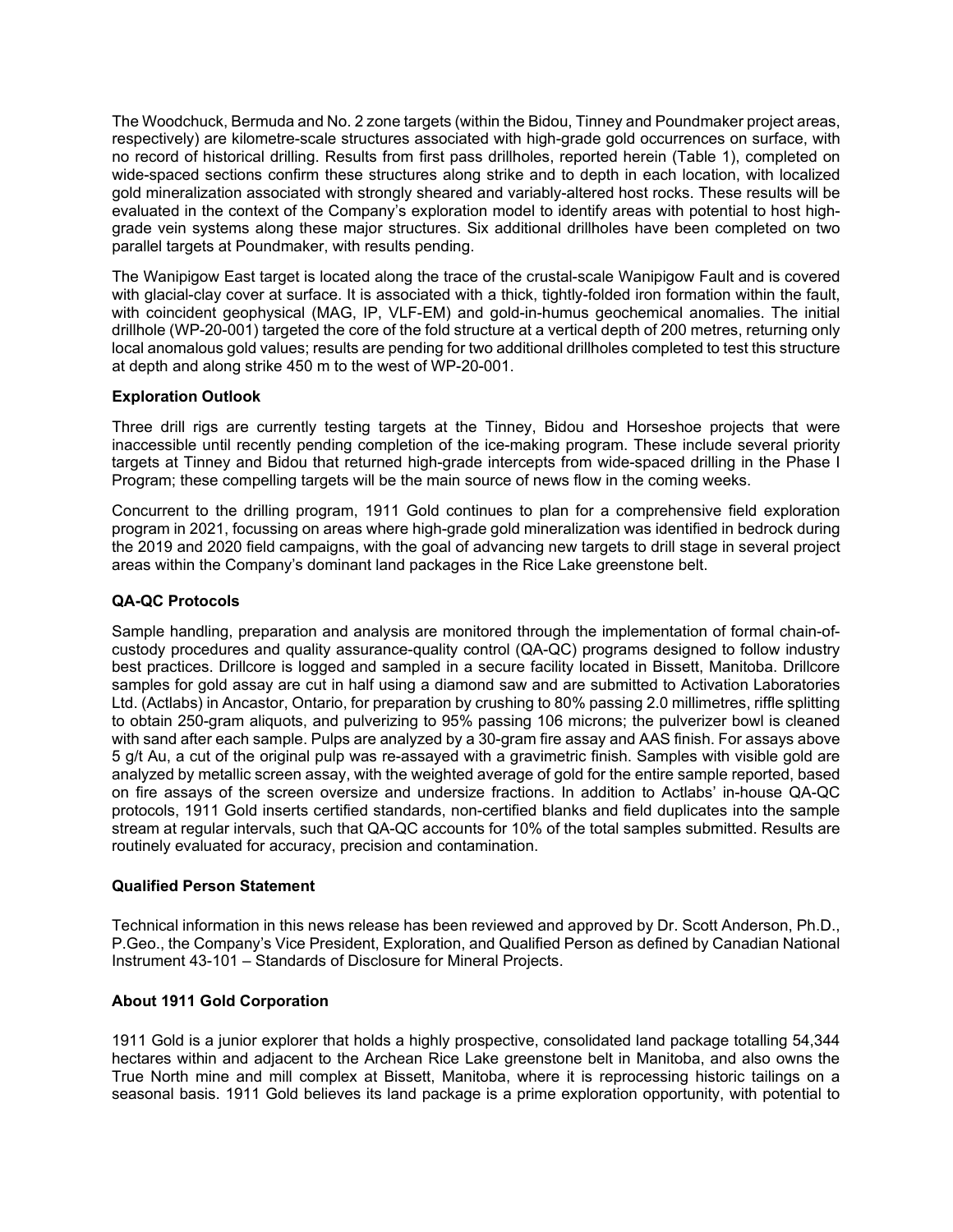The Woodchuck, Bermuda and No. 2 zone targets (within the Bidou, Tinney and Poundmaker project areas, respectively) are kilometre-scale structures associated with high-grade gold occurrences on surface, with no record of historical drilling. Results from first pass drillholes, reported herein (Table 1), completed on wide-spaced sections confirm these structures along strike and to depth in each location, with localized gold mineralization associated with strongly sheared and variably-altered host rocks. These results will be evaluated in the context of the Company's exploration model to identify areas with potential to host high-grade vein systems along these major structures. Six additional drillholes have been completed on two parallel targets at Poundmaker, with results pending.

The Wanipigow East target is located along the trace of the crustal-scale Wanipigow Fault and is covered with glacial-clay cover at surface. It is associated with a thick, tightly-folded iron formation within the fault, with coincident geophysical (MAG, IP, VLF-EM) and gold-in-humus geochemical anomalies. The initial drillhole (WP-20-001) targeted the core of the fold structure at a vertical depth of 200 metres, returning only local anomalous gold values; results are pending for two additional drillholes completed to test this structure at depth and along strike 450 m to the west of WP-20-001.

**Exploration Outlook**

Three drill rigs are currently testing targets at the Tinney, Bidou and Horseshoe projects that were inaccessible until recently pending completion of the ice-making program. These include several priority targets at Tinney and Bidou that returned high-grade intercepts from wide-spaced drilling in the Phase I Program; these compelling targets will be the main source of news flow in the coming weeks.

Concurrent to the drilling program, 1911 Gold continues to plan for a comprehensive field exploration program in 2021, focussing on areas where high-grade gold mineralization was identified in bedrock during the 2019 and 2020 field campaigns, with the goal of advancing new targets to drill stage in several project areas within the Company's dominant land packages in the Rice Lake greenstone belt.

**QA-QC Protocols**

Sample handling, preparation and analysis are monitored through the implementation of formal chain-of-custody procedures and quality assurance-quality control (QA-QC) programs designed to follow industry best practices. Drillcore is logged and sampled in a secure facility located in Bissett, Manitoba. Drillcore samples for gold assay are cut in half using a diamond saw and are submitted to Activation Laboratories Ltd. (Actlabs) in Ancastor, Ontario, for preparation by crushing to 80% passing 2.0 millimetres, riffle splitting to obtain 250-gram aliquots, and pulverizing to 95% passing 106 microns; the pulverizer bowl is cleaned with sand after each sample. Pulps are analyzed by a 30-gram fire assay and AAS finish. For assays above 5 g/t Au, a cut of the original pulp was re-assayed with a gravimetric finish. Samples with visible gold are analyzed by metallic screen assay, with the weighted average of gold for the entire sample reported, based on fire assays of the screen oversize and undersize fractions. In addition to Actlabs' in-house QA-QC protocols, 1911 Gold inserts certified standards, non-certified blanks and field duplicates into the sample stream at regular intervals, such that QA-QC accounts for 10% of the total samples submitted. Results are routinely evaluated for accuracy, precision and contamination.

**Qualified Person Statement**

Technical information in this news release has been reviewed and approved by Dr. Scott Anderson, Ph.D., P.Geo., the Company's Vice President, Exploration, and Qualified Person as defined by Canadian National Instrument 43-101 – Standards of Disclosure for Mineral Projects.

**About 1911 Gold Corporation**

1911 Gold is a junior explorer that holds a highly prospective, consolidated land package totalling 54,344 hectares within and adjacent to the Archean Rice Lake greenstone belt in Manitoba, and also owns the True North mine and mill complex at Bissett, Manitoba, where it is reprocessing historic tailings on a seasonal basis. 1911 Gold believes its land package is a prime exploration opportunity, with potential to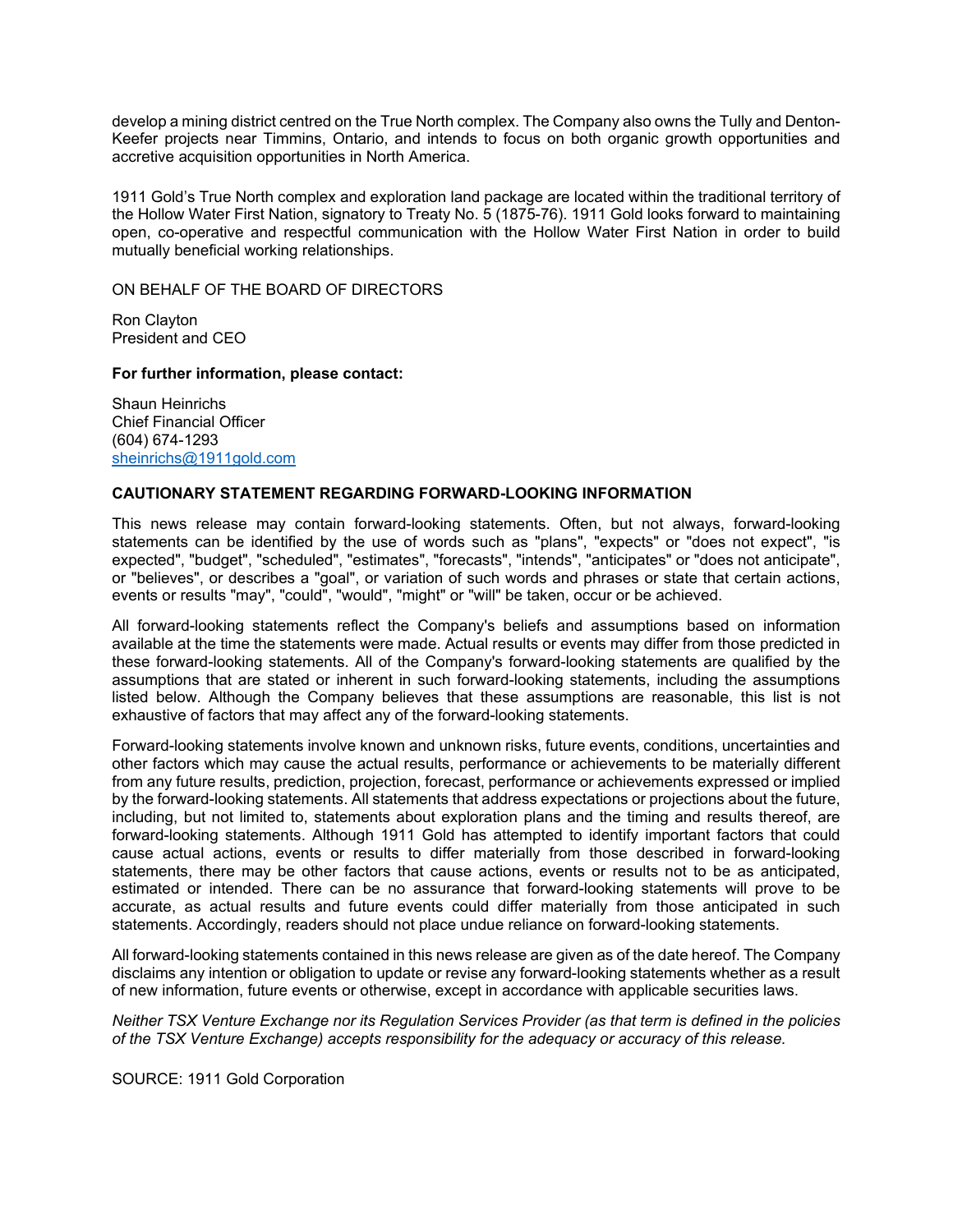develop a mining district centred on the True North complex. The Company also owns the Tully and Denton-Keefer projects near Timmins, Ontario, and intends to focus on both organic growth opportunities and accretive acquisition opportunities in North America.

1911 Gold's True North complex and exploration land package are located within the traditional territory of the Hollow Water First Nation, signatory to Treaty No. 5 (1875-76). 1911 Gold looks forward to maintaining open, co-operative and respectful communication with the Hollow Water First Nation in order to build mutually beneficial working relationships.

ON BEHALF OF THE BOARD OF DIRECTORS

Ron Clayton
President and CEO

**For further information, please contact:**

Shaun Heinrichs
Chief Financial Officer
(604) 674-1293
sheinrichs@1911gold.com

**CAUTIONARY STATEMENT REGARDING FORWARD-LOOKING INFORMATION**

This news release may contain forward-looking statements. Often, but not always, forward-looking statements can be identified by the use of words such as "plans", "expects" or "does not expect", "is expected", "budget", "scheduled", "estimates", "forecasts", "intends", "anticipates" or "does not anticipate", or "believes", or describes a "goal", or variation of such words and phrases or state that certain actions, events or results "may", "could", "would", "might" or "will" be taken, occur or be achieved.

All forward-looking statements reflect the Company's beliefs and assumptions based on information available at the time the statements were made. Actual results or events may differ from those predicted in these forward-looking statements. All of the Company's forward-looking statements are qualified by the assumptions that are stated or inherent in such forward-looking statements, including the assumptions listed below. Although the Company believes that these assumptions are reasonable, this list is not exhaustive of factors that may affect any of the forward-looking statements.

Forward-looking statements involve known and unknown risks, future events, conditions, uncertainties and other factors which may cause the actual results, performance or achievements to be materially different from any future results, prediction, projection, forecast, performance or achievements expressed or implied by the forward-looking statements. All statements that address expectations or projections about the future, including, but not limited to, statements about exploration plans and the timing and results thereof, are forward-looking statements. Although 1911 Gold has attempted to identify important factors that could cause actual actions, events or results to differ materially from those described in forward-looking statements, there may be other factors that cause actions, events or results not to be as anticipated, estimated or intended. There can be no assurance that forward-looking statements will prove to be accurate, as actual results and future events could differ materially from those anticipated in such statements. Accordingly, readers should not place undue reliance on forward-looking statements.

All forward-looking statements contained in this news release are given as of the date hereof. The Company disclaims any intention or obligation to update or revise any forward-looking statements whether as a result of new information, future events or otherwise, except in accordance with applicable securities laws.

*Neither TSX Venture Exchange nor its Regulation Services Provider (as that term is defined in the policies of the TSX Venture Exchange) accepts responsibility for the adequacy or accuracy of this release.*

SOURCE: 1911 Gold Corporation